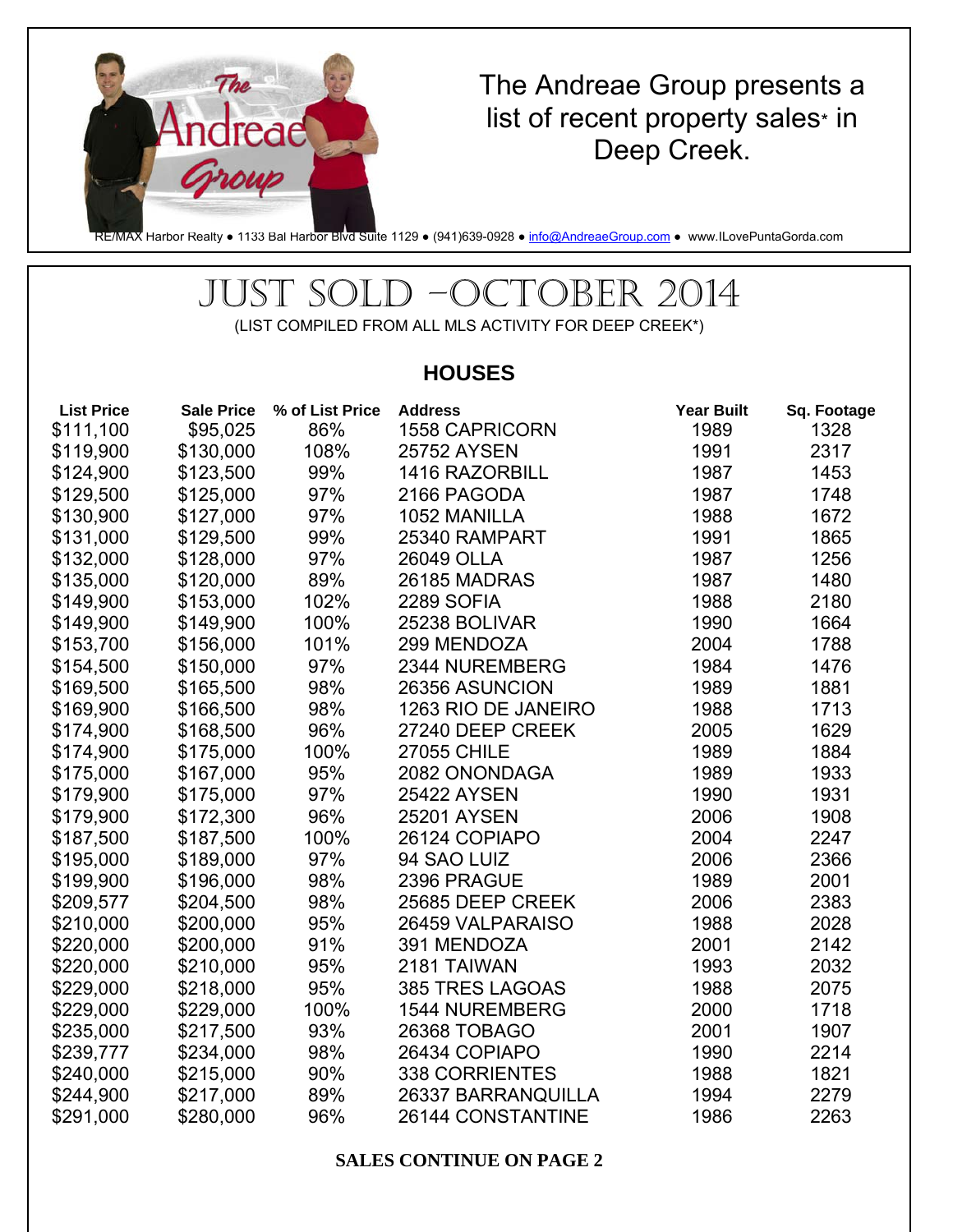The Andreae Group presents a list of recent property sales* in Deep Creek.

RE/MAX Harbor Realty ● 1133 Bal Harbor Blvd Suite 1129 ● (941)639-0928 ● info@AndreaeGroup.com ● www.ILovePuntaGorda.com

# JUST SOLD –OCTOBER 2014

(LIST COMPILED FROM ALL MLS ACTIVITY FOR DEEP CREEK*)

## HOUSES

| List Price | Sale Price | % of List Price | Address | Year Built | Sq. Footage |
|---|---|---|---|---|---|
| $111,100 | $95,025 | 86% | 1558 CAPRICORN | 1989 | 1328 |
| $119,900 | $130,000 | 108% | 25752 AYSEN | 1991 | 2317 |
| $124,900 | $123,500 | 99% | 1416 RAZORBILL | 1987 | 1453 |
| $129,500 | $125,000 | 97% | 2166 PAGODA | 1987 | 1748 |
| $130,900 | $127,000 | 97% | 1052 MANILLA | 1988 | 1672 |
| $131,000 | $129,500 | 99% | 25340 RAMPART | 1991 | 1865 |
| $132,000 | $128,000 | 97% | 26049 OLLA | 1987 | 1256 |
| $135,000 | $120,000 | 89% | 26185 MADRAS | 1987 | 1480 |
| $149,900 | $153,000 | 102% | 2289 SOFIA | 1988 | 2180 |
| $149,900 | $149,900 | 100% | 25238 BOLIVAR | 1990 | 1664 |
| $153,700 | $156,000 | 101% | 299 MENDOZA | 2004 | 1788 |
| $154,500 | $150,000 | 97% | 2344 NUREMBERG | 1984 | 1476 |
| $169,500 | $165,500 | 98% | 26356 ASUNCION | 1989 | 1881 |
| $169,900 | $166,500 | 98% | 1263 RIO DE JANEIRO | 1988 | 1713 |
| $174,900 | $168,500 | 96% | 27240 DEEP CREEK | 2005 | 1629 |
| $174,900 | $175,000 | 100% | 27055 CHILE | 1989 | 1884 |
| $175,000 | $167,000 | 95% | 2082 ONONDAGA | 1989 | 1933 |
| $179,900 | $175,000 | 97% | 25422 AYSEN | 1990 | 1931 |
| $179,900 | $172,300 | 96% | 25201 AYSEN | 2006 | 1908 |
| $187,500 | $187,500 | 100% | 26124 COPIAPO | 2004 | 2247 |
| $195,000 | $189,000 | 97% | 94 SAO LUIZ | 2006 | 2366 |
| $199,900 | $196,000 | 98% | 2396 PRAGUE | 1989 | 2001 |
| $209,577 | $204,500 | 98% | 25685 DEEP CREEK | 2006 | 2383 |
| $210,000 | $200,000 | 95% | 26459 VALPARAISO | 1988 | 2028 |
| $220,000 | $200,000 | 91% | 391 MENDOZA | 2001 | 2142 |
| $220,000 | $210,000 | 95% | 2181 TAIWAN | 1993 | 2032 |
| $229,000 | $218,000 | 95% | 385 TRES LAGOAS | 1988 | 2075 |
| $229,000 | $229,000 | 100% | 1544 NUREMBERG | 2000 | 1718 |
| $235,000 | $217,500 | 93% | 26368 TOBAGO | 2001 | 1907 |
| $239,777 | $234,000 | 98% | 26434 COPIAPO | 1990 | 2214 |
| $240,000 | $215,000 | 90% | 338 CORRIENTES | 1988 | 1821 |
| $244,900 | $217,000 | 89% | 26337 BARRANQUILLA | 1994 | 2279 |
| $291,000 | $280,000 | 96% | 26144 CONSTANTINE | 1986 | 2263 |

**SALES CONTINUE ON PAGE 2**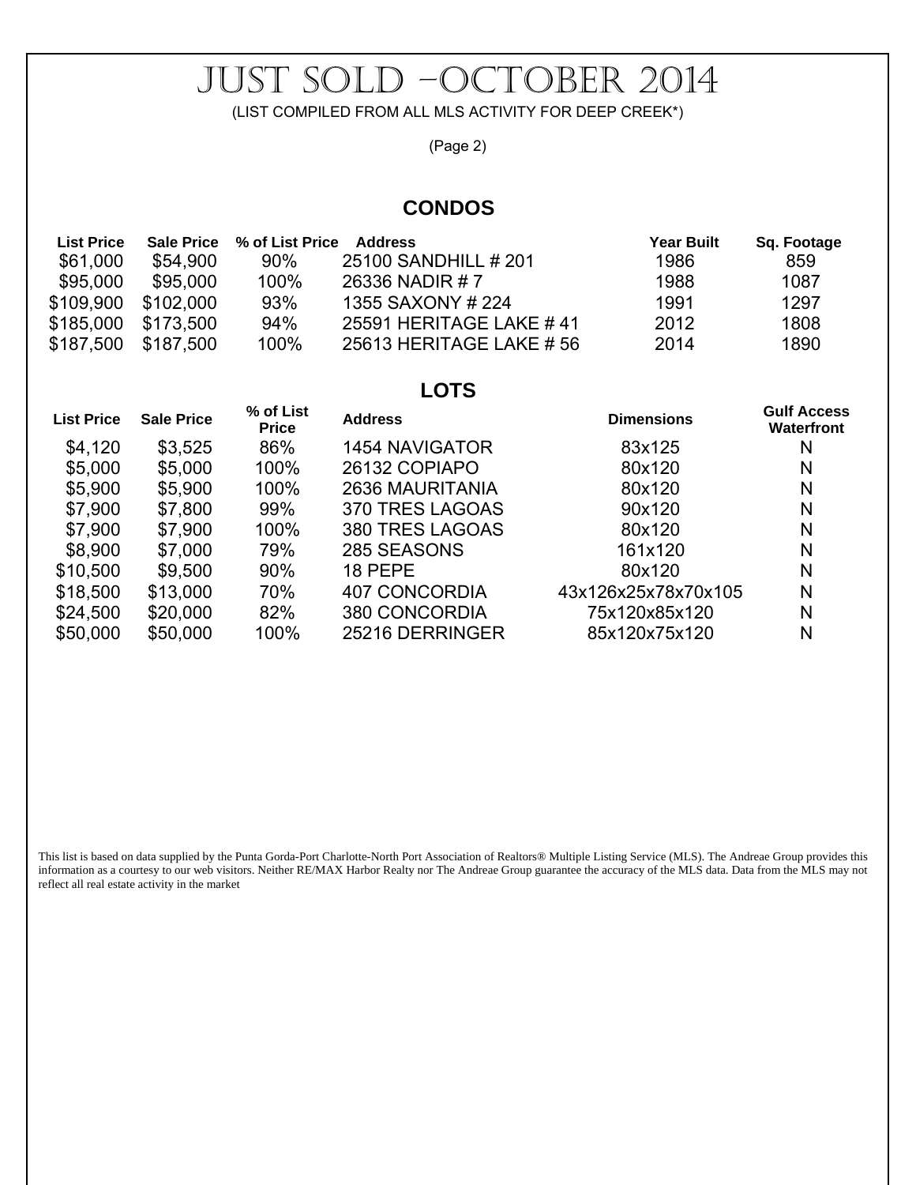# JUST SOLD –OCTOBER 2014

(LIST COMPILED FROM ALL MLS ACTIVITY FOR DEEP CREEK*)

(Page 2)

## CONDOS

| List Price | Sale Price | % of List Price | Address | Year Built | Sq. Footage |
|---|---|---|---|---|---|
| $61,000 | $54,900 | 90% | 25100 SANDHILL # 201 | 1986 | 859 |
| $95,000 | $95,000 | 100% | 26336 NADIR # 7 | 1988 | 1087 |
| $109,900 | $102,000 | 93% | 1355 SAXONY # 224 | 1991 | 1297 |
| $185,000 | $173,500 | 94% | 25591 HERITAGE LAKE # 41 | 2012 | 1808 |
| $187,500 | $187,500 | 100% | 25613 HERITAGE LAKE # 56 | 2014 | 1890 |

## LOTS

| List Price | Sale Price | % of List Price | Address | Dimensions | Gulf Access Waterfront |
|---|---|---|---|---|---|
| $4,120 | $3,525 | 86% | 1454 NAVIGATOR | 83x125 | N |
| $5,000 | $5,000 | 100% | 26132 COPIAPO | 80x120 | N |
| $5,900 | $5,900 | 100% | 2636 MAURITANIA | 80x120 | N |
| $7,900 | $7,800 | 99% | 370 TRES LAGOAS | 90x120 | N |
| $7,900 | $7,900 | 100% | 380 TRES LAGOAS | 80x120 | N |
| $8,900 | $7,000 | 79% | 285 SEASONS | 161x120 | N |
| $10,500 | $9,500 | 90% | 18 PEPE | 80x120 | N |
| $18,500 | $13,000 | 70% | 407 CONCORDIA | 43x126x25x78x70x105 | N |
| $24,500 | $20,000 | 82% | 380 CONCORDIA | 75x120x85x120 | N |
| $50,000 | $50,000 | 100% | 25216 DERRINGER | 85x120x75x120 | N |

This list is based on data supplied by the Punta Gorda-Port Charlotte-North Port Association of Realtors® Multiple Listing Service (MLS). The Andreae Group provides this information as a courtesy to our web visitors. Neither RE/MAX Harbor Realty nor The Andreae Group guarantee the accuracy of the MLS data. Data from the MLS may not reflect all real estate activity in the market